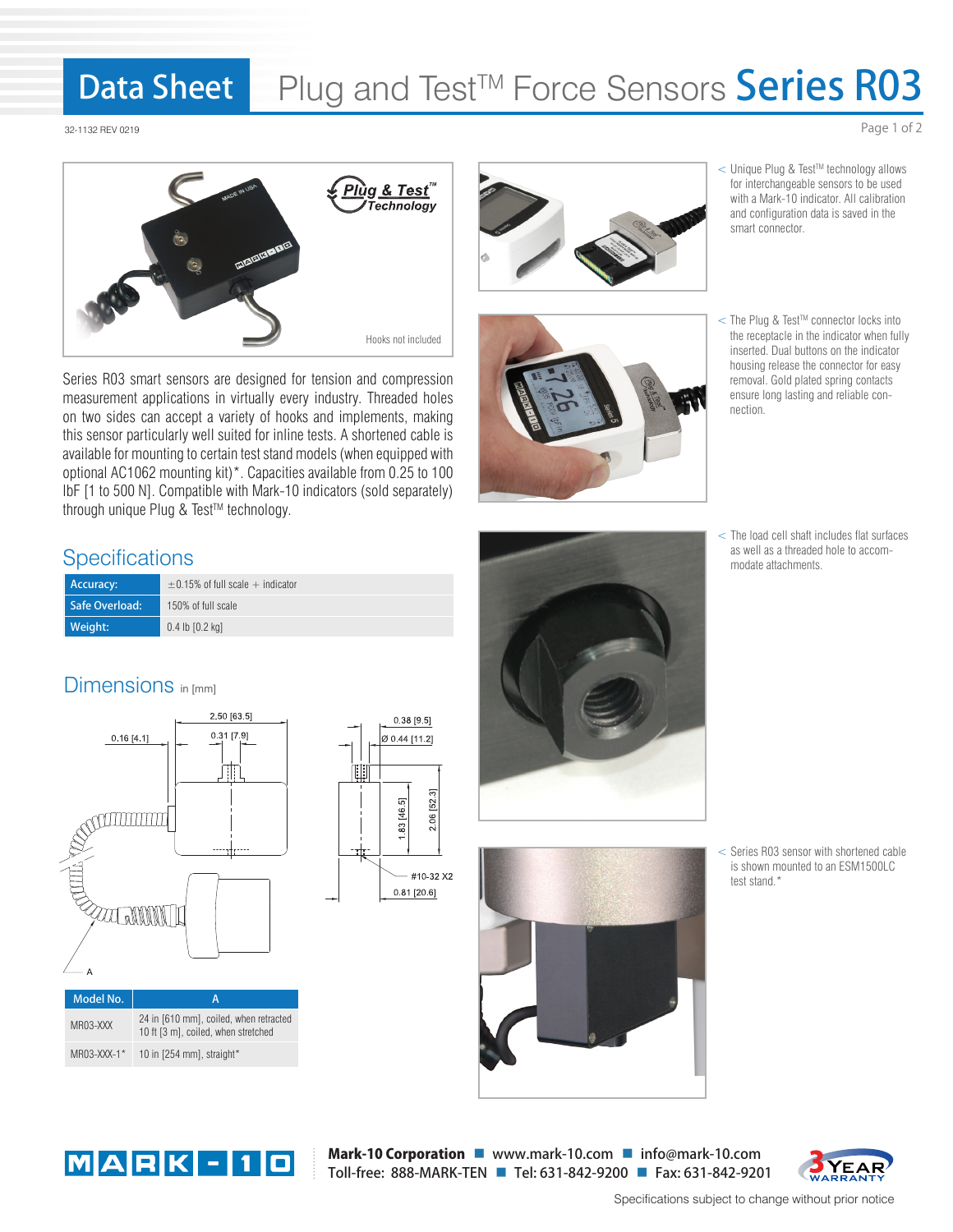# Data Sheet Plug and Test™ Force Sensors Series R03

32-1132 REV 0219

Hooks not included

Series R03 smart sensors are designed for tension and compression measurement applications in virtually every industry. Threaded holes on two sides can accept a variety of hooks and implements, making this sensor particularly well suited for inline tests. A shortened cable is available for mounting to certain test stand models (when equipped with optional AC1062 mounting kit)*. Capacities available from 0.25 to 100 lbF [1 to 500 N]. Compatible with Mark-10 indicators (sold separately) through unique Plug & Test™ technology.

< Unique Plug & Test™ technology allows for interchangeable sensors to be used with a Mark-10 indicator. All calibration and configuration data is saved in the smart connector.

< The Plug & Test™ connector locks into the receptacle in the indicator when fully inserted. Dual buttons on the indicator housing release the connector for easy removal. Gold plated spring contacts ensure long lasting and reliable connection.

< The load cell shaft includes flat surfaces as well as a threaded hole to accommodate attachments.

< Series R03 sensor with shortened cable is shown mounted to an ESM1500LC test stand.*

## Specifications

| | |
|---|---|
| Accuracy: | ±0.15% of full scale + indicator |
| Safe Overload: | 150% of full scale |
| Weight: | 0.4 lb [0.2 kg] |

## Dimensions in [mm]

2.50 [63.5]; 0.16 [4.1]; 0.31 [7.9]; 0.38 [9.5]; Ø 0.44 [11.2]; 1.83 [46.5]; 2.06 [52.3]; #10-32 X2; 0.81 [20.6]; A

| Model No. | A |
|---|---|
| MR03-XXX | 24 in [610 mm], coiled, when retracted<br>10 ft [3 m], coiled, when stretched |
| MR03-XXX-1* | 10 in [254 mm], straight* |

**Mark-10 Corporation** ■ www.mark-10.com ■ info@mark-10.com
Toll-free: 888-MARK-TEN ■ Tel: 631-842-9200 ■ Fax: 631-842-9201

3 YEAR WARRANTY

Specifications subject to change without prior notice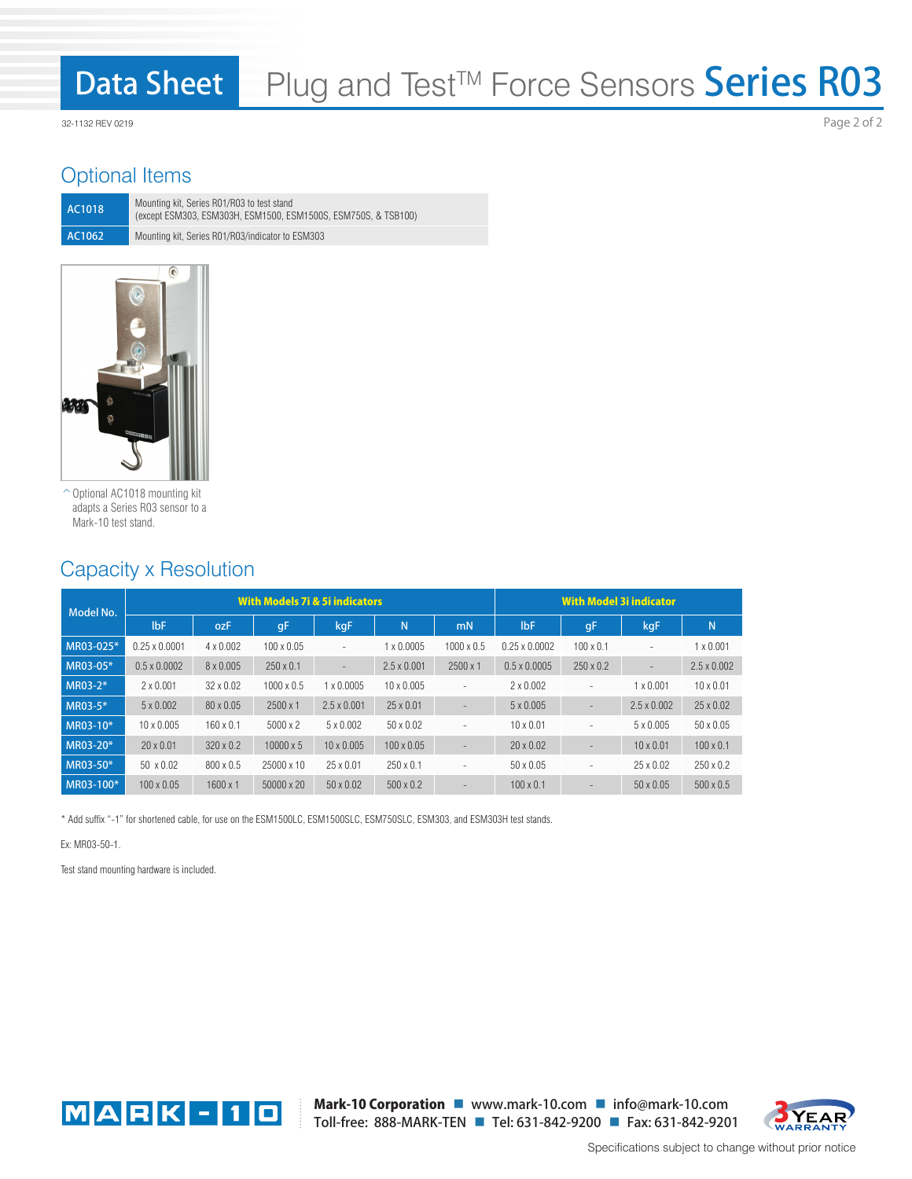# Data Sheet Plug and Test™ Force Sensors Series R03

32-1132 REV 0219

## Optional Items

| | |
|---|---|
| AC1018 | Mounting kit, Series R01/R03 to test stand (except ESM303, ESM303H, ESM1500, ESM1500S, ESM750S, & TSB100) |
| AC1062 | Mounting kit, Series R01/R03/indicator to ESM303 |

^ Optional AC1018 mounting kit adapts a Series R03 sensor to a Mark-10 test stand.

## Capacity x Resolution

| Model No. | With Models 7i & 5i indicators | | | | | | With Model 3i indicator | | | |
|---|---|---|---|---|---|---|---|---|---|---|
| | lbF | ozF | gF | kgF | N | mN | lbF | gF | kgF | N |
| MR03-025* | 0.25 x 0.0001 | 4 x 0.002 | 100 x 0.05 | - | 1 x 0.0005 | 1000 x 0.5 | 0.25 x 0.0002 | 100 x 0.1 | - | 1 x 0.001 |
| MR03-05* | 0.5 x 0.0002 | 8 x 0.005 | 250 x 0.1 | - | 2.5 x 0.001 | 2500 x 1 | 0.5 x 0.0005 | 250 x 0.2 | - | 2.5 x 0.002 |
| MR03-2* | 2 x 0.001 | 32 x 0.02 | 1000 x 0.5 | 1 x 0.0005 | 10 x 0.005 | - | 2 x 0.002 | - | 1 x 0.001 | 10 x 0.01 |
| MR03-5* | 5 x 0.002 | 80 x 0.05 | 2500 x 1 | 2.5 x 0.001 | 25 x 0.01 | - | 5 x 0.005 | - | 2.5 x 0.002 | 25 x 0.02 |
| MR03-10* | 10 x 0.005 | 160 x 0.1 | 5000 x 2 | 5 x 0.002 | 50 x 0.02 | - | 10 x 0.01 | - | 5 x 0.005 | 50 x 0.05 |
| MR03-20* | 20 x 0.01 | 320 x 0.2 | 10000 x 5 | 10 x 0.005 | 100 x 0.05 | - | 20 x 0.02 | - | 10 x 0.01 | 100 x 0.1 |
| MR03-50* | 50 x 0.02 | 800 x 0.5 | 25000 x 10 | 25 x 0.01 | 250 x 0.1 | - | 50 x 0.05 | - | 25 x 0.02 | 250 x 0.2 |
| MR03-100* | 100 x 0.05 | 1600 x 1 | 50000 x 20 | 50 x 0.02 | 500 x 0.2 | - | 100 x 0.1 | - | 50 x 0.05 | 500 x 0.5 |

\* Add suffix "-1" for shortened cable, for use on the ESM1500LC, ESM1500SLC, ESM750SLC, ESM303, and ESM303H test stands.

Ex: MR03-50-1.

Test stand mounting hardware is included.

**Mark-10 Corporation** ■ www.mark-10.com ■ info@mark-10.com
Toll-free: 888-MARK-TEN ■ Tel: 631-842-9200 ■ Fax: 631-842-9201

3 YEAR WARRANTY

Specifications subject to change without prior notice